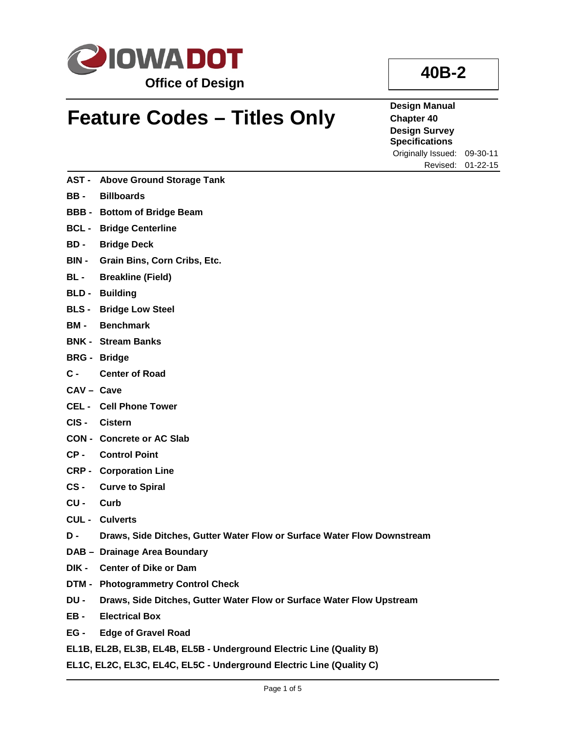**Office of Design**

**40B-2**

# Feature Codes – Titles Only

**Design Manual**
**Chapter 40**
**Design Survey Specifications**

Originally Issued: 09-30-11
Revised: 01-22-15

**AST -** **Above Ground Storage Tank**

**BB -** **Billboards**

**BBB -** **Bottom of Bridge Beam**

**BCL -** **Bridge Centerline**

**BD -** **Bridge Deck**

**BIN -** **Grain Bins, Corn Cribs, Etc.**

**BL -** **Breakline (Field)**

**BLD -** **Building**

**BLS -** **Bridge Low Steel**

**BM -** **Benchmark**

**BNK -** **Stream Banks**

**BRG -** **Bridge**

**C -** **Center of Road**

**CAV –** **Cave**

**CEL -** **Cell Phone Tower**

**CIS -** **Cistern**

**CON -** **Concrete or AC Slab**

**CP -** **Control Point**

**CRP -** **Corporation Line**

**CS -** **Curve to Spiral**

**CU -** **Curb**

**CUL -** **Culverts**

**D -** **Draws, Side Ditches, Gutter Water Flow or Surface Water Flow Downstream**

**DAB –** **Drainage Area Boundary**

**DIK -** **Center of Dike or Dam**

**DTM -** **Photogrammetry Control Check**

**DU -** **Draws, Side Ditches, Gutter Water Flow or Surface Water Flow Upstream**

**EB -** **Electrical Box**

**EG -** **Edge of Gravel Road**

**EL1B, EL2B, EL3B, EL4B, EL5B - Underground Electric Line (Quality B)**

**EL1C, EL2C, EL3C, EL4C, EL5C - Underground Electric Line (Quality C)**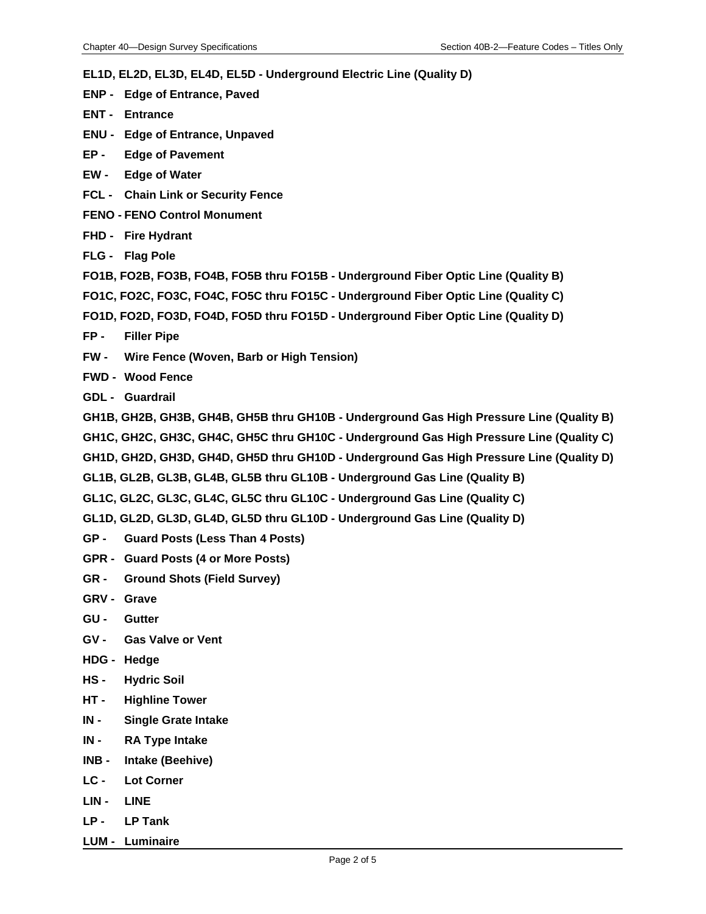**EL1D, EL2D, EL3D, EL4D, EL5D - Underground Electric Line (Quality D)**

**ENP - Edge of Entrance, Paved**

**ENT - Entrance**

**ENU - Edge of Entrance, Unpaved**

**EP - Edge of Pavement**

**EW - Edge of Water**

**FCL - Chain Link or Security Fence**

**FENO - FENO Control Monument**

**FHD - Fire Hydrant**

**FLG - Flag Pole**

**FO1B, FO2B, FO3B, FO4B, FO5B thru FO15B - Underground Fiber Optic Line (Quality B)**

**FO1C, FO2C, FO3C, FO4C, FO5C thru FO15C - Underground Fiber Optic Line (Quality C)**

**FO1D, FO2D, FO3D, FO4D, FO5D thru FO15D - Underground Fiber Optic Line (Quality D)**

**FP - Filler Pipe**

**FW - Wire Fence (Woven, Barb or High Tension)**

**FWD - Wood Fence**

**GDL - Guardrail**

**GH1B, GH2B, GH3B, GH4B, GH5B thru GH10B - Underground Gas High Pressure Line (Quality B)**

**GH1C, GH2C, GH3C, GH4C, GH5C thru GH10C - Underground Gas High Pressure Line (Quality C)**

**GH1D, GH2D, GH3D, GH4D, GH5D thru GH10D - Underground Gas High Pressure Line (Quality D)**

**GL1B, GL2B, GL3B, GL4B, GL5B thru GL10B - Underground Gas Line (Quality B)**

**GL1C, GL2C, GL3C, GL4C, GL5C thru GL10C - Underground Gas Line (Quality C)**

**GL1D, GL2D, GL3D, GL4D, GL5D thru GL10D - Underground Gas Line (Quality D)**

**GP - Guard Posts (Less Than 4 Posts)**

**GPR - Guard Posts (4 or More Posts)**

**GR - Ground Shots (Field Survey)**

**GRV - Grave**

**GU - Gutter**

**GV - Gas Valve or Vent**

**HDG - Hedge**

**HS - Hydric Soil**

**HT - Highline Tower**

**IN - Single Grate Intake**

**IN - RA Type Intake**

**INB - Intake (Beehive)**

**LC - Lot Corner**

**LIN - LINE**

**LP - LP Tank**

**LUM - Luminaire**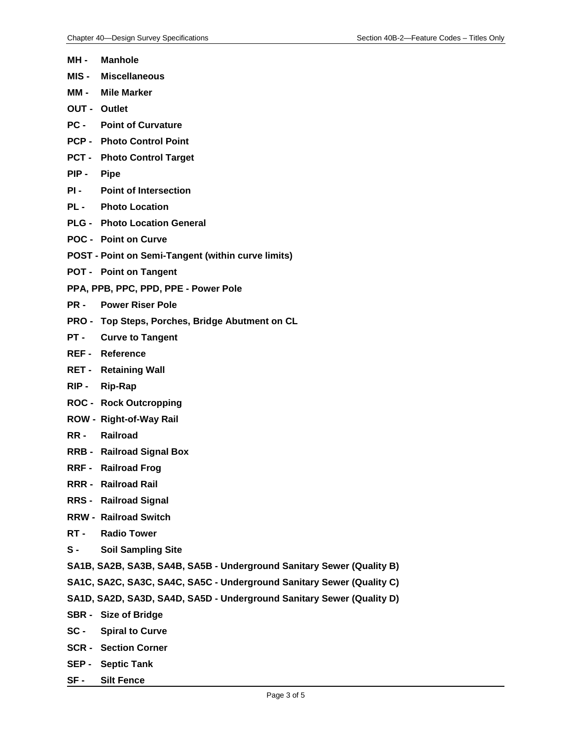**MH - Manhole**

**MIS - Miscellaneous**

**MM - Mile Marker**

**OUT - Outlet**

**PC - Point of Curvature**

**PCP - Photo Control Point**

**PCT - Photo Control Target**

**PIP - Pipe**

**PI - Point of Intersection**

**PL - Photo Location**

**PLG - Photo Location General**

**POC - Point on Curve**

**POST - Point on Semi-Tangent (within curve limits)**

**POT - Point on Tangent**

**PPA, PPB, PPC, PPD, PPE - Power Pole**

**PR - Power Riser Pole**

**PRO - Top Steps, Porches, Bridge Abutment on CL**

**PT - Curve to Tangent**

**REF - Reference**

**RET - Retaining Wall**

**RIP - Rip-Rap**

**ROC - Rock Outcropping**

**ROW - Right-of-Way Rail**

**RR - Railroad**

**RRB - Railroad Signal Box**

**RRF - Railroad Frog**

**RRR - Railroad Rail**

**RRS - Railroad Signal**

**RRW - Railroad Switch**

**RT - Radio Tower**

**S - Soil Sampling Site**

**SA1B, SA2B, SA3B, SA4B, SA5B - Underground Sanitary Sewer (Quality B)**

**SA1C, SA2C, SA3C, SA4C, SA5C - Underground Sanitary Sewer (Quality C)**

**SA1D, SA2D, SA3D, SA4D, SA5D - Underground Sanitary Sewer (Quality D)**

**SBR - Size of Bridge**

**SC - Spiral to Curve**

**SCR - Section Corner**

**SEP - Septic Tank**

**SF - Silt Fence**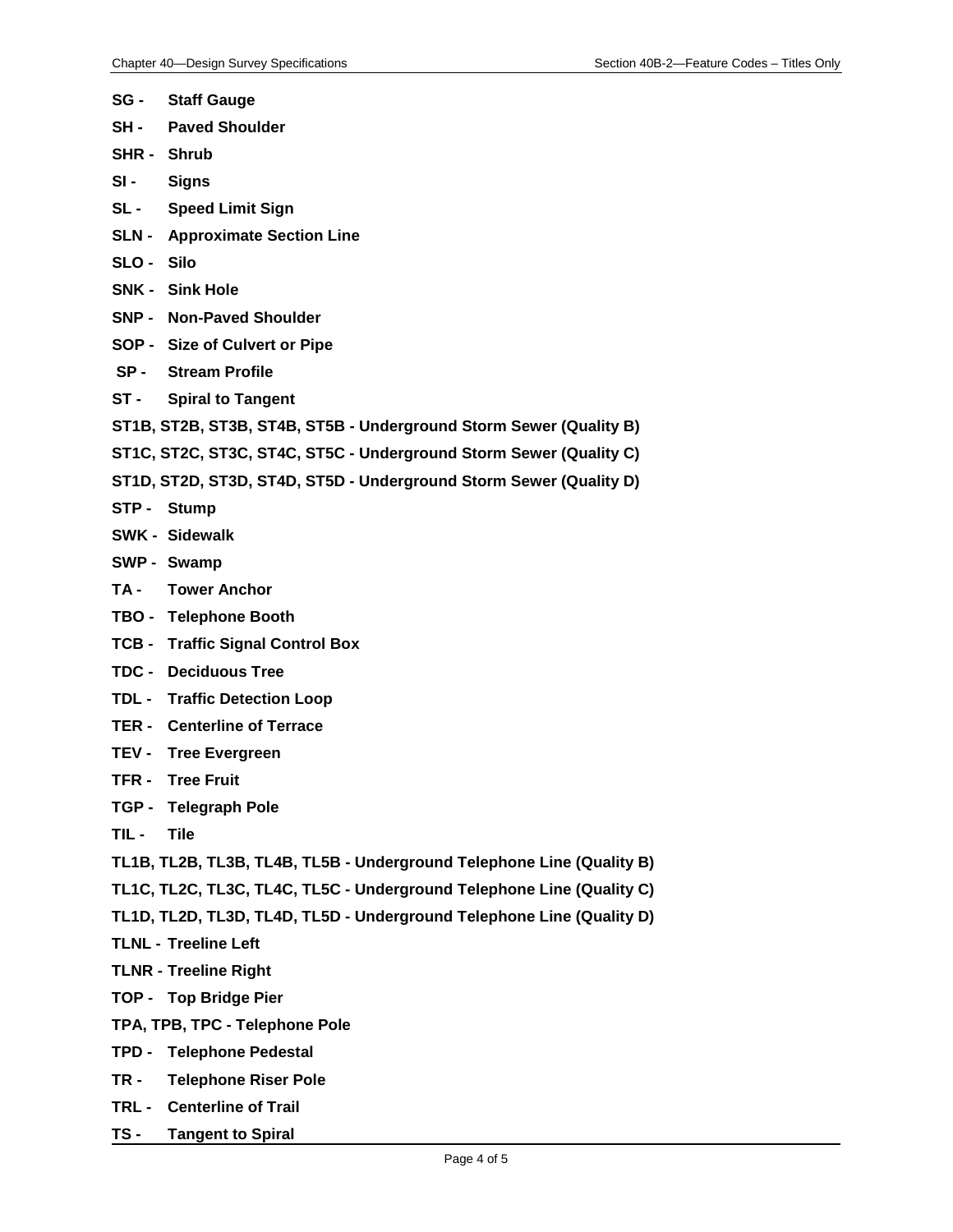**SG -** **Staff Gauge**

**SH -** **Paved Shoulder**

**SHR -** **Shrub**

**SI -** **Signs**

**SL -** **Speed Limit Sign**

**SLN -** **Approximate Section Line**

**SLO -** **Silo**

**SNK -** **Sink Hole**

**SNP -** **Non-Paved Shoulder**

**SOP -** **Size of Culvert or Pipe**

**SP -** **Stream Profile**

**ST -** **Spiral to Tangent**

**ST1B, ST2B, ST3B, ST4B, ST5B - Underground Storm Sewer (Quality B)**

**ST1C, ST2C, ST3C, ST4C, ST5C - Underground Storm Sewer (Quality C)**

**ST1D, ST2D, ST3D, ST4D, ST5D - Underground Storm Sewer (Quality D)**

**STP -** **Stump**

**SWK -** **Sidewalk**

**SWP -** **Swamp**

**TA -** **Tower Anchor**

**TBO -** **Telephone Booth**

**TCB -** **Traffic Signal Control Box**

**TDC -** **Deciduous Tree**

**TDL -** **Traffic Detection Loop**

**TER -** **Centerline of Terrace**

**TEV -** **Tree Evergreen**

**TFR -** **Tree Fruit**

**TGP -** **Telegraph Pole**

**TIL -** **Tile**

**TL1B, TL2B, TL3B, TL4B, TL5B - Underground Telephone Line (Quality B)**

**TL1C, TL2C, TL3C, TL4C, TL5C - Underground Telephone Line (Quality C)**

**TL1D, TL2D, TL3D, TL4D, TL5D - Underground Telephone Line (Quality D)**

**TLNL - Treeline Left**

**TLNR - Treeline Right**

**TOP -** **Top Bridge Pier**

**TPA, TPB, TPC - Telephone Pole**

**TPD -** **Telephone Pedestal**

**TR -** **Telephone Riser Pole**

**TRL -** **Centerline of Trail**

**TS -** **Tangent to Spiral**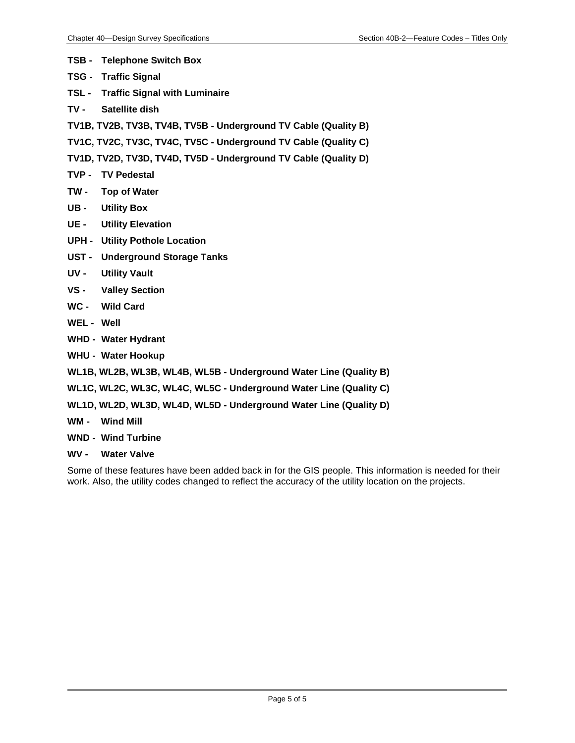**TSB - Telephone Switch Box**

**TSG - Traffic Signal**

**TSL - Traffic Signal with Luminaire**

**TV - Satellite dish**

**TV1B, TV2B, TV3B, TV4B, TV5B - Underground TV Cable (Quality B)**

**TV1C, TV2C, TV3C, TV4C, TV5C - Underground TV Cable (Quality C)**

**TV1D, TV2D, TV3D, TV4D, TV5D - Underground TV Cable (Quality D)**

**TVP - TV Pedestal**

**TW - Top of Water**

**UB - Utility Box**

**UE - Utility Elevation**

**UPH - Utility Pothole Location**

**UST - Underground Storage Tanks**

**UV - Utility Vault**

**VS - Valley Section**

**WC - Wild Card**

**WEL - Well**

**WHD - Water Hydrant**

**WHU - Water Hookup**

**WL1B, WL2B, WL3B, WL4B, WL5B - Underground Water Line (Quality B)**

**WL1C, WL2C, WL3C, WL4C, WL5C - Underground Water Line (Quality C)**

**WL1D, WL2D, WL3D, WL4D, WL5D - Underground Water Line (Quality D)**

**WM - Wind Mill**

**WND - Wind Turbine**

**WV - Water Valve**

Some of these features have been added back in for the GIS people. This information is needed for their work. Also, the utility codes changed to reflect the accuracy of the utility location on the projects.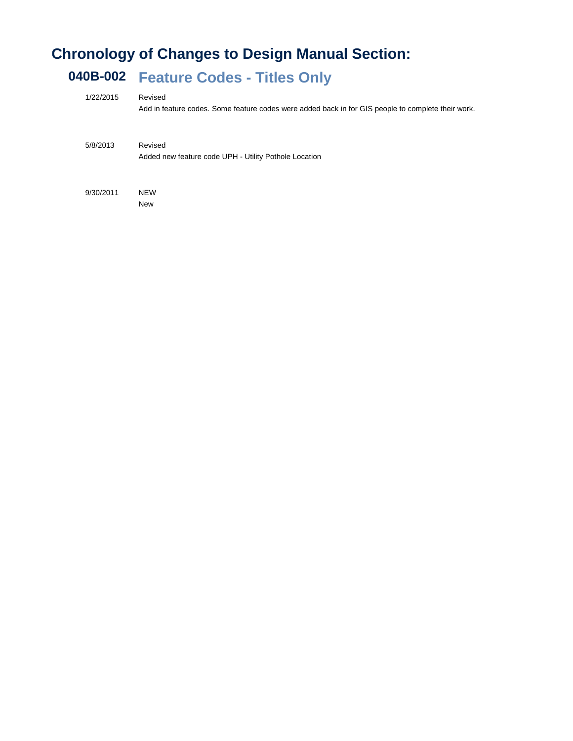# Chronology of Changes to Design Manual Section:

## 040B-002 Feature Codes - Titles Only

1/22/2015 Revised

Add in feature codes. Some feature codes were added back in for GIS people to complete their work.

5/8/2013 Revised

Added new feature code UPH - Utility Pothole Location

9/30/2011 NEW

New